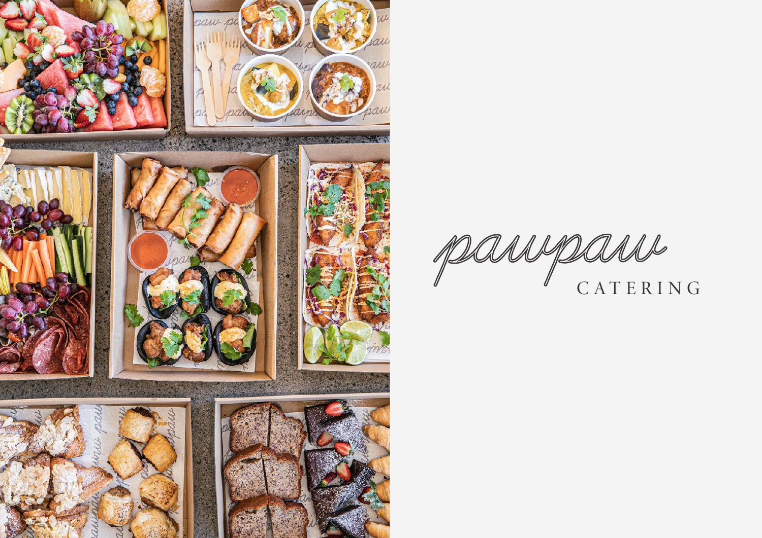# pawpaw

CATERING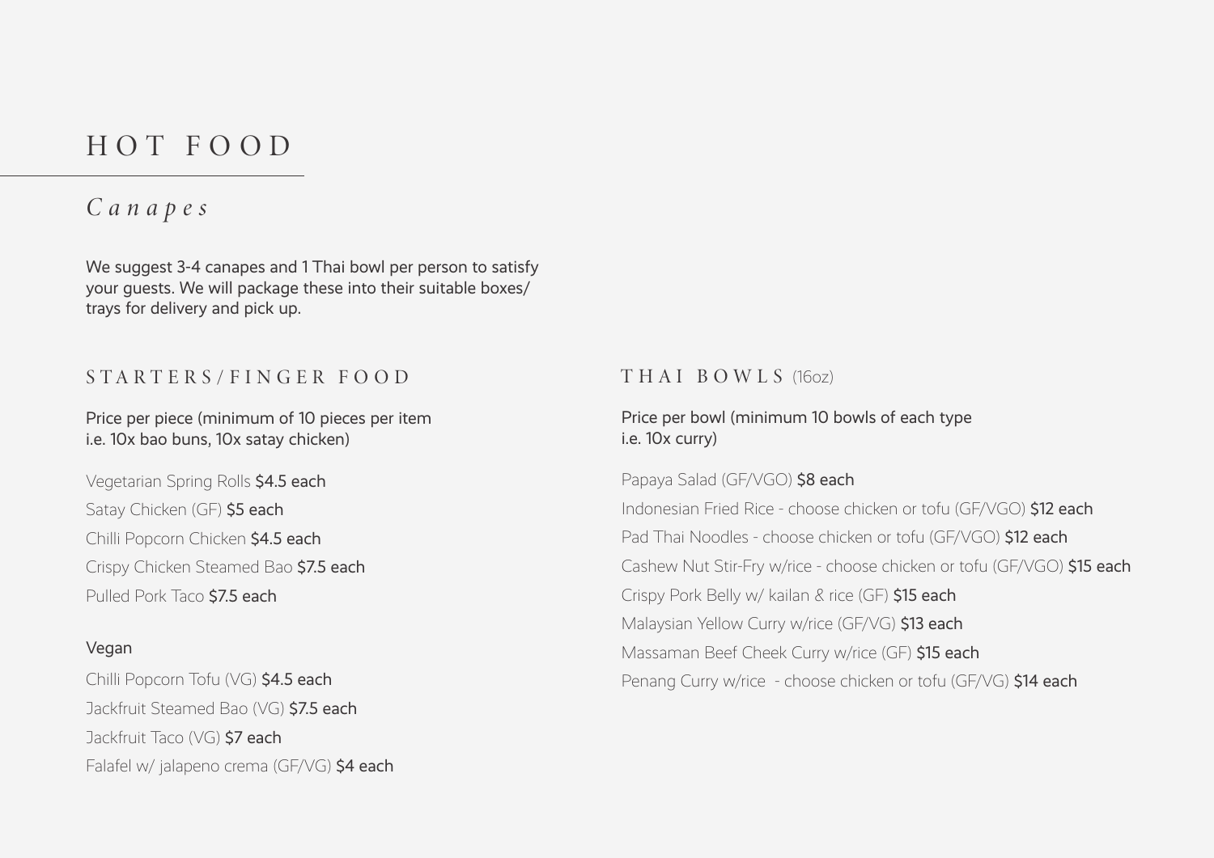# HOT FOOD

## *Canapes*

We suggest 3-4 canapes and 1 Thai bowl per person to satisfy your guests. We will package these into their suitable boxes/ trays for delivery and pick up.

### STARTERS/FINGER FOOD

Price per piece (minimum of 10 pieces per item i.e. 10x bao buns, 10x satay chicken)

Vegetarian Spring Rolls **$4.5 each**

Satay Chicken (GF) **$5 each**

Chilli Popcorn Chicken **$4.5 each**

Crispy Chicken Steamed Bao **$7.5 each**

Pulled Pork Taco **$7.5 each**

#### Vegan

Chilli Popcorn Tofu (VG) **$4.5 each**

Jackfruit Steamed Bao (VG) **$7.5 each**

Jackfruit Taco (VG) **$7 each**

Falafel w/ jalapeno crema (GF/VG) **$4 each**

### THAI BOWLS (16oz)

Price per bowl (minimum 10 bowls of each type i.e. 10x curry)

Papaya Salad (GF/VGO) **$8 each**

Indonesian Fried Rice - choose chicken or tofu (GF/VGO) **$12 each**

Pad Thai Noodles - choose chicken or tofu (GF/VGO) **$12 each**

Cashew Nut Stir-Fry w/rice - choose chicken or tofu (GF/VGO) **$15 each**

Crispy Pork Belly w/ kailan & rice (GF) **$15 each**

Malaysian Yellow Curry w/rice (GF/VG) **$13 each**

Massaman Beef Cheek Curry w/rice (GF) **$15 each**

Penang Curry w/rice - choose chicken or tofu (GF/VG) **$14 each**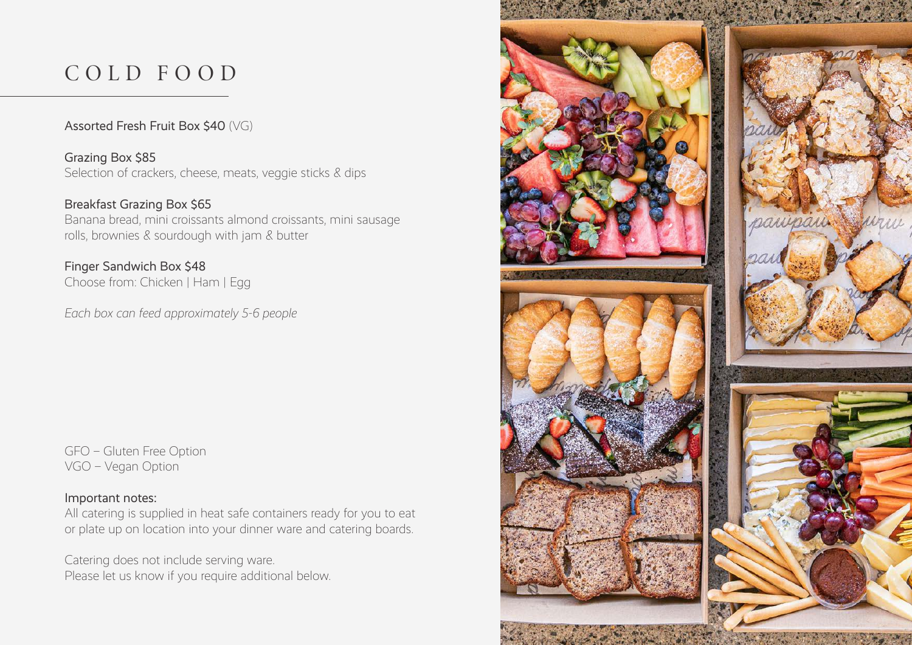# COLD FOOD

Assorted Fresh Fruit Box $40 (VG)

Grazing Box $85
Selection of crackers, cheese, meats, veggie sticks & dips

Breakfast Grazing Box $65
Banana bread, mini croissants almond croissants, mini sausage rolls, brownies & sourdough with jam & butter

Finger Sandwich Box $48
Choose from: Chicken | Ham | Egg

*Each box can feed approximately 5-6 people*

GFO – Gluten Free Option
VGO – Vegan Option

Important notes:
All catering is supplied in heat safe containers ready for you to eat or plate up on location into your dinner ware and catering boards.

Catering does not include serving ware.
Please let us know if you require additional below.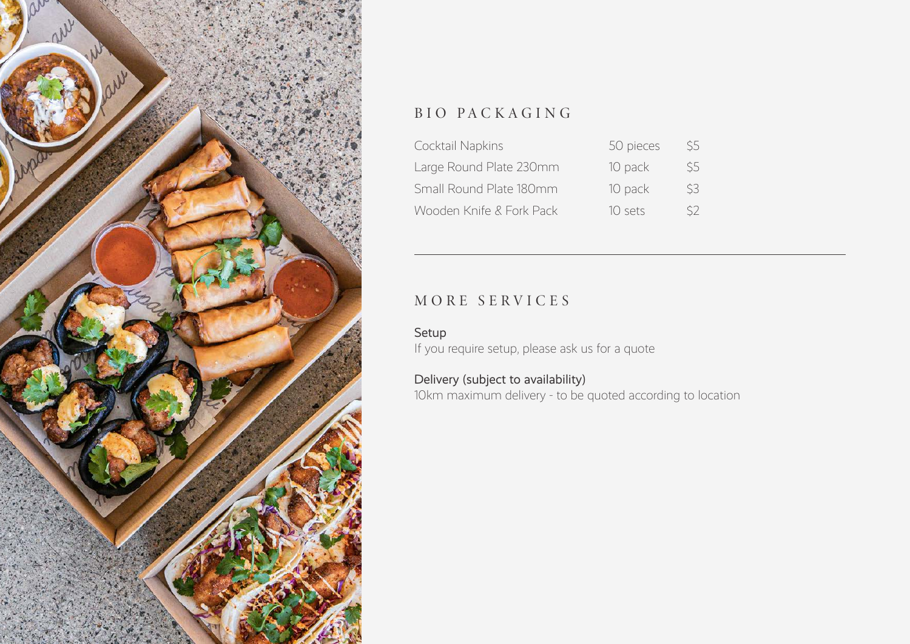## BIO PACKAGING

| Item | Quantity | Price |
| --- | --- | --- |
| Cocktail Napkins | 50 pieces | $5 |
| Large Round Plate 230mm | 10 pack | $5 |
| Small Round Plate 180mm | 10 pack | $3 |
| Wooden Knife & Fork Pack | 10 sets | $2 |

---

## MORE SERVICES

**Setup**
If you require setup, please ask us for a quote

**Delivery (subject to availability)**
10km maximum delivery - to be quoted according to location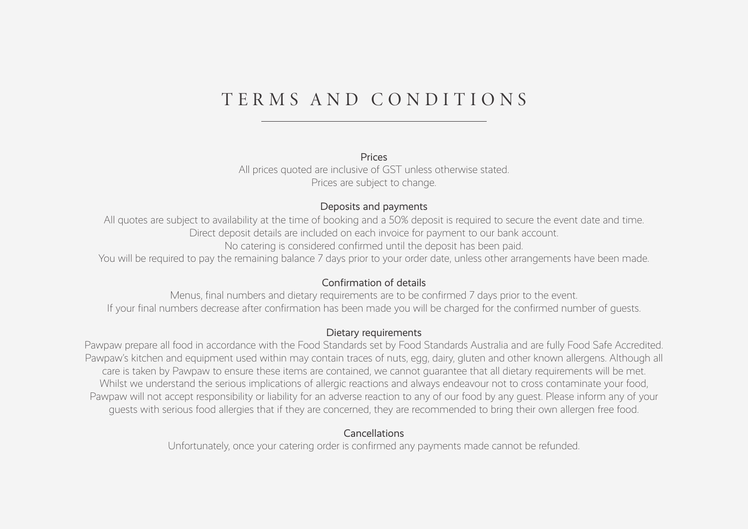# TERMS AND CONDITIONS

## Prices

All prices quoted are inclusive of GST unless otherwise stated.
Prices are subject to change.

## Deposits and payments

All quotes are subject to availability at the time of booking and a 50% deposit is required to secure the event date and time.
Direct deposit details are included on each invoice for payment to our bank account.
No catering is considered confirmed until the deposit has been paid.
You will be required to pay the remaining balance 7 days prior to your order date, unless other arrangements have been made.

## Confirmation of details

Menus, final numbers and dietary requirements are to be confirmed 7 days prior to the event.
If your final numbers decrease after confirmation has been made you will be charged for the confirmed number of guests.

## Dietary requirements

Pawpaw prepare all food in accordance with the Food Standards set by Food Standards Australia and are fully Food Safe Accredited. Pawpaw's kitchen and equipment used within may contain traces of nuts, egg, dairy, gluten and other known allergens. Although all care is taken by Pawpaw to ensure these items are contained, we cannot guarantee that all dietary requirements will be met. Whilst we understand the serious implications of allergic reactions and always endeavour not to cross contaminate your food, Pawpaw will not accept responsibility or liability for an adverse reaction to any of our food by any guest. Please inform any of your guests with serious food allergies that if they are concerned, they are recommended to bring their own allergen free food.

## Cancellations

Unfortunately, once your catering order is confirmed any payments made cannot be refunded.